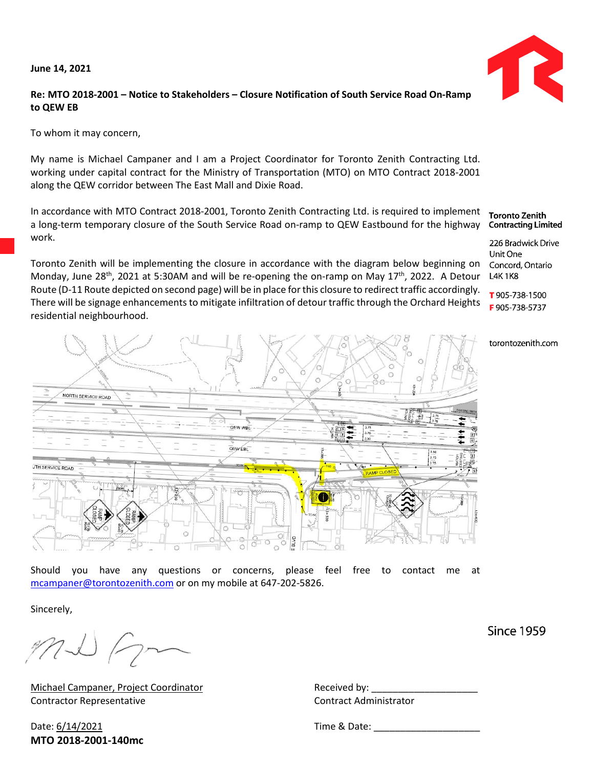**June 14, 2021**

**Re: MTO 2018-2001 – Notice to Stakeholders – Closure Notification of South Service Road On-Ramp to QEW EB**

To whom it may concern,

My name is Michael Campaner and I am a Project Coordinator for Toronto Zenith Contracting Ltd. working under capital contract for the Ministry of Transportation (MTO) on MTO Contract 2018-2001 along the QEW corridor between The East Mall and Dixie Road.

In accordance with MTO Contract 2018-2001, Toronto Zenith Contracting Ltd. is required to implement a long-term temporary closure of the South Service Road on-ramp to QEW Eastbound for the highway work.

Toronto Zenith will be implementing the closure in accordance with the diagram below beginning on Monday, June 28th, 2021 at 5:30AM and will be re-opening the on-ramp on May 17th, 2022. A Detour Route (D-11 Route depicted on second page) will be in place for this closure to redirect traffic accordingly. There will be signage enhancements to mitigate infiltration of detour traffic through the Orchard Heights residential neighbourhood.

Should you have any questions or concerns, please feel free to contact me at mcampaner@torontozenith.com or on my mobile at 647-202-5826.

Sincerely,

Michael Campaner, Project Coordinator
Contractor Representative

Date: 6/14/2021

**MTO 2018-2001-140mc**

Received by: ____________________
Contract Administrator

Time & Date: ____________________

**Toronto Zenith Contracting Limited**

226 Bradwick Drive
Unit One
Concord, Ontario
L4K 1K8

T 905-738-1500
F 905-738-5737

torontozenith.com

Since 1959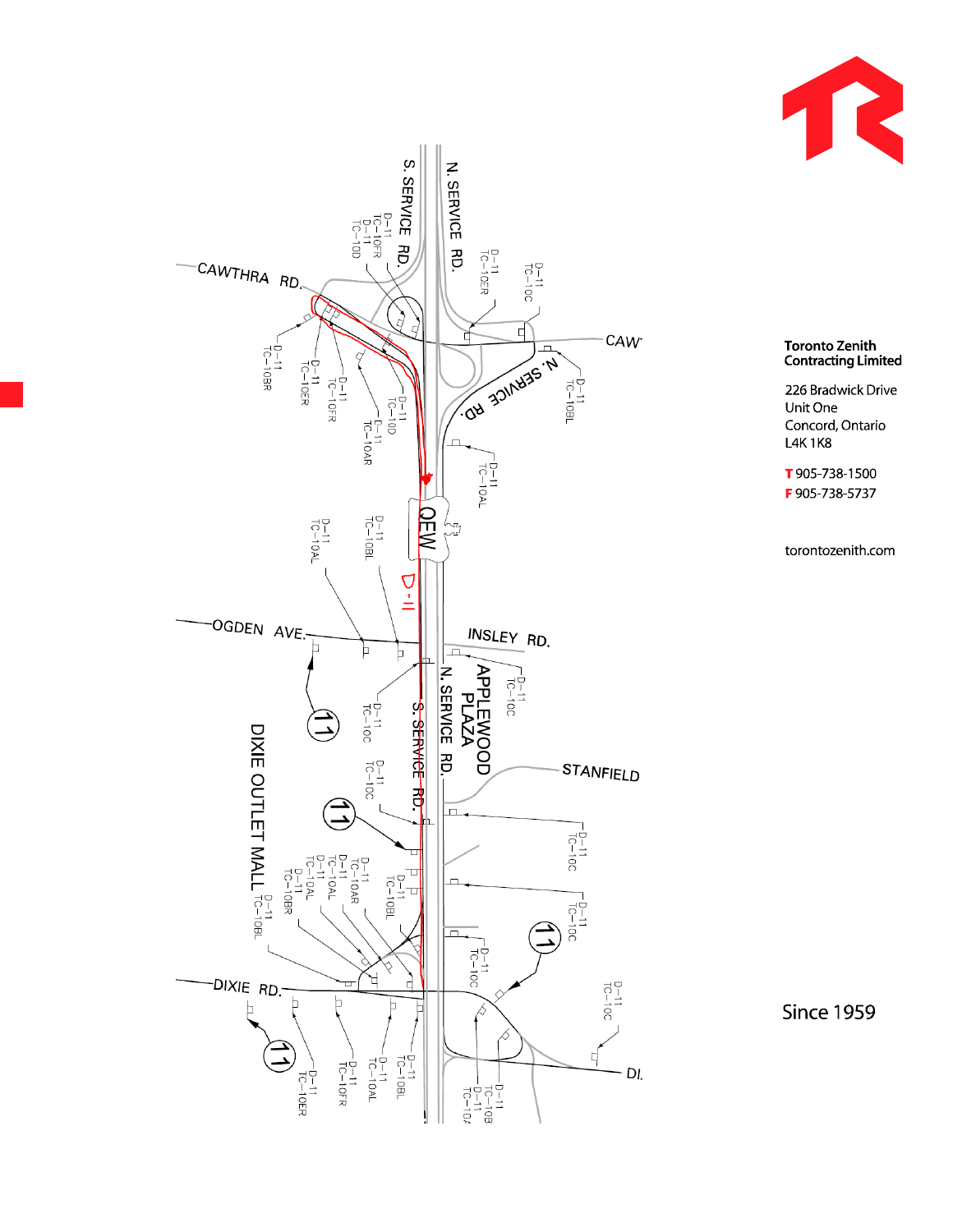CAWTHRA RD.

S. SERVICE RD.

N. SERVICE RD.

CAW

N. SERVICE RD.

D-11
TC-10FR

D-11
TC-10D

D-11
TC-10ER

D-11
TC-10C

D-11
TC-10BR

D-11
TC-10ER

D-11
TC-10FR

D-11
TC-10D

D-11
TC-10AR

D-11
TC-10BL

D-11
TC-10AL

QEW

D-11

D-11
TC-10AL

D-11
TC-10BL

OGDEN AVE.

INSLEY RD.

D-11
TC-10C

D-11
TC-10C

11

APPLEWOOD PLAZA

N. SERVICE RD.

S. SERVICE RD.

STANFIELD

D-11
TC-10C

DIXIE OUTLET MALL

11

D-11
TC-10C

D-11
TC-10AR

D-11
TC-10AL

D-11
TC-10AL

D-11
TC-10BR

D-11
TC-10BL

D-11
TC-10BL

D-11
TC-10C

D-11
TC-10C

11

DIXIE RD.

D-11
TC-10C

DI.

11

D-11
TC-10ER

D-11
TC-10FR

D-11
TC-10AL

D-11
TC-10BL

D-11
TC-10A

D-11
TC-10B

**Toronto Zenith Contracting Limited**

226 Bradwick Drive
Unit One
Concord, Ontario
L4K 1K8

**T** 905-738-1500
**F** 905-738-5737

torontozenith.com

Since 1959